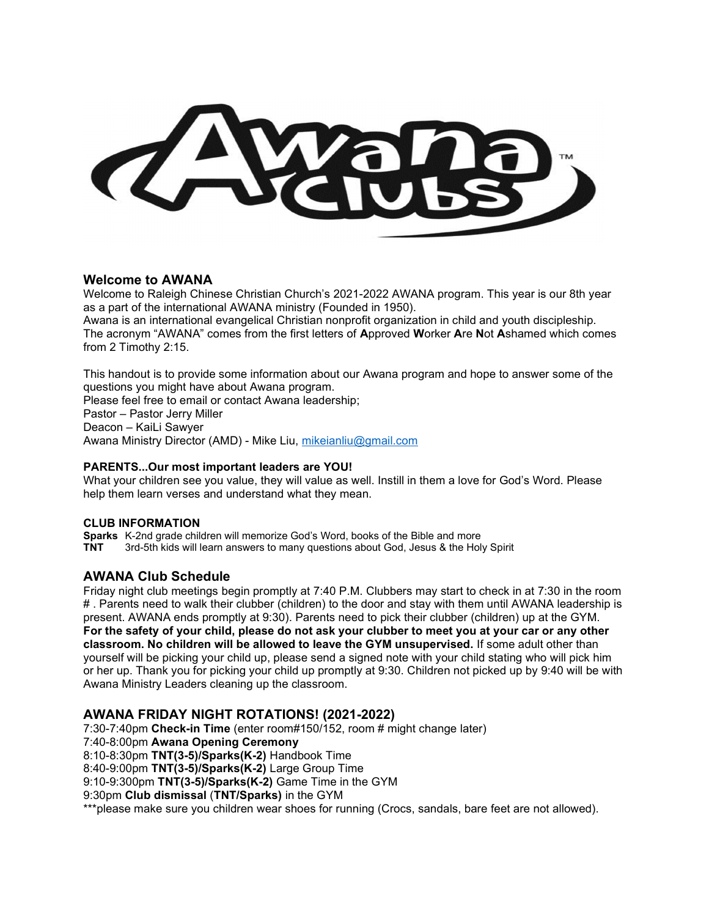## Welcome to AWANA

Welcome to Raleigh Chinese Christian Church's 2021-2022 AWANA program. This year is our 8th year as a part of the international AWANA ministry (Founded in 1950).

Awana is an international evangelical Christian nonprofit organization in child and youth discipleship. The acronym "AWANA" comes from the first letters of **A**pproved **W**orker **A**re **N**ot **A**shamed which comes from 2 Timothy 2:15.

This handout is to provide some information about our Awana program and hope to answer some of the questions you might have about Awana program.

Please feel free to email or contact Awana leadership;
Pastor – Pastor Jerry Miller
Deacon – KaiLi Sawyer
Awana Ministry Director (AMD) - Mike Liu, mikeianliu@gmail.com

**PARENTS...Our most important leaders are YOU!**

What your children see you value, they will value as well. Instill in them a love for God's Word. Please help them learn verses and understand what they mean.

**CLUB INFORMATION**

**Sparks** K-2nd grade children will memorize God's Word, books of the Bible and more
**TNT** 3rd-5th kids will learn answers to many questions about God, Jesus & the Holy Spirit

## AWANA Club Schedule

Friday night club meetings begin promptly at 7:40 P.M. Clubbers may start to check in at 7:30 in the room # . Parents need to walk their clubber (children) to the door and stay with them until AWANA leadership is present. AWANA ends promptly at 9:30). Parents need to pick their clubber (children) up at the GYM. **For the safety of your child, please do not ask your clubber to meet you at your car or any other classroom. No children will be allowed to leave the GYM unsupervised.** If some adult other than yourself will be picking your child up, please send a signed note with your child stating who will pick him or her up. Thank you for picking your child up promptly at 9:30. Children not picked up by 9:40 will be with Awana Ministry Leaders cleaning up the classroom.

## AWANA FRIDAY NIGHT ROTATIONS! (2021-2022)

7:30-7:40pm **Check-in Time** (enter room#150/152, room # might change later)
7:40-8:00pm **Awana Opening Ceremony**
8:10-8:30pm **TNT(3-5)/Sparks(K-2)** Handbook Time
8:40-9:00pm **TNT(3-5)/Sparks(K-2)** Large Group Time
9:10-9:300pm **TNT(3-5)/Sparks(K-2)** Game Time in the GYM
9:30pm **Club dismissal** (**TNT/Sparks**) in the GYM
***please make sure you children wear shoes for running (Crocs, sandals, bare feet are not allowed).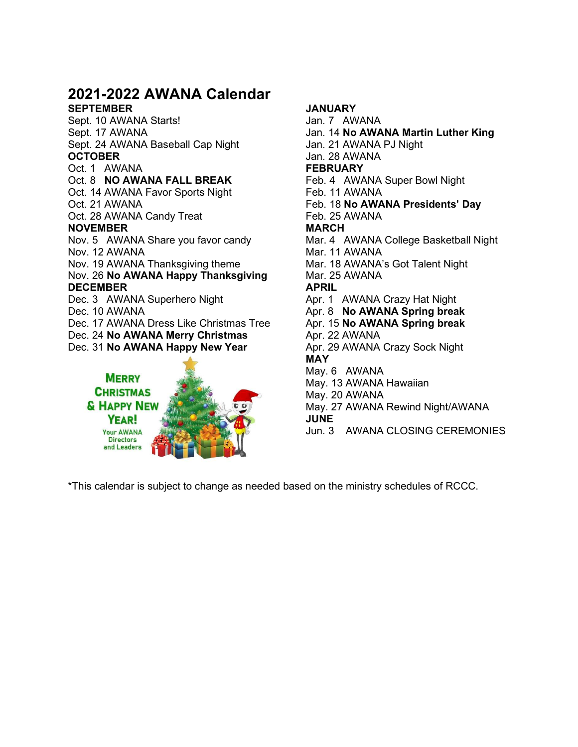# 2021-2022 AWANA Calendar

**SEPTEMBER**

Sept. 10 AWANA Starts!
Sept. 17 AWANA
Sept. 24 AWANA Baseball Cap Night

**OCTOBER**

Oct. 1 AWANA
Oct. 8 **NO AWANA FALL BREAK**
Oct. 14 AWANA Favor Sports Night
Oct. 21 AWANA
Oct. 28 AWANA Candy Treat

**NOVEMBER**

Nov. 5 AWANA Share you favor candy
Nov. 12 AWANA
Nov. 19 AWANA Thanksgiving theme
Nov. 26 **No AWANA Happy Thanksgiving**

**DECEMBER**

Dec. 3 AWANA Superhero Night
Dec. 10 AWANA
Dec. 17 AWANA Dress Like Christmas Tree
Dec. 24 **No AWANA Merry Christmas**
Dec. 31 **No AWANA Happy New Year**

Merry Christmas & Happy New Year!
Your AWANA Directors and Leaders

**JANUARY**

Jan. 7 AWANA
Jan. 14 **No AWANA Martin Luther King**
Jan. 21 AWANA PJ Night
Jan. 28 AWANA

**FEBRUARY**

Feb. 4 AWANA Super Bowl Night
Feb. 11 AWANA
Feb. 18 **No AWANA Presidents' Day**
Feb. 25 AWANA

**MARCH**

Mar. 4 AWANA College Basketball Night
Mar. 11 AWANA
Mar. 18 AWANA's Got Talent Night
Mar. 25 AWANA

**APRIL**

Apr. 1 AWANA Crazy Hat Night
Apr. 8 **No AWANA Spring break**
Apr. 15 **No AWANA Spring break**
Apr. 22 AWANA
Apr. 29 AWANA Crazy Sock Night

**MAY**

May. 6 AWANA
May. 13 AWANA Hawaiian
May. 20 AWANA
May. 27 AWANA Rewind Night/AWANA

**JUNE**

Jun. 3 AWANA CLOSING CEREMONIES

*This calendar is subject to change as needed based on the ministry schedules of RCCC.